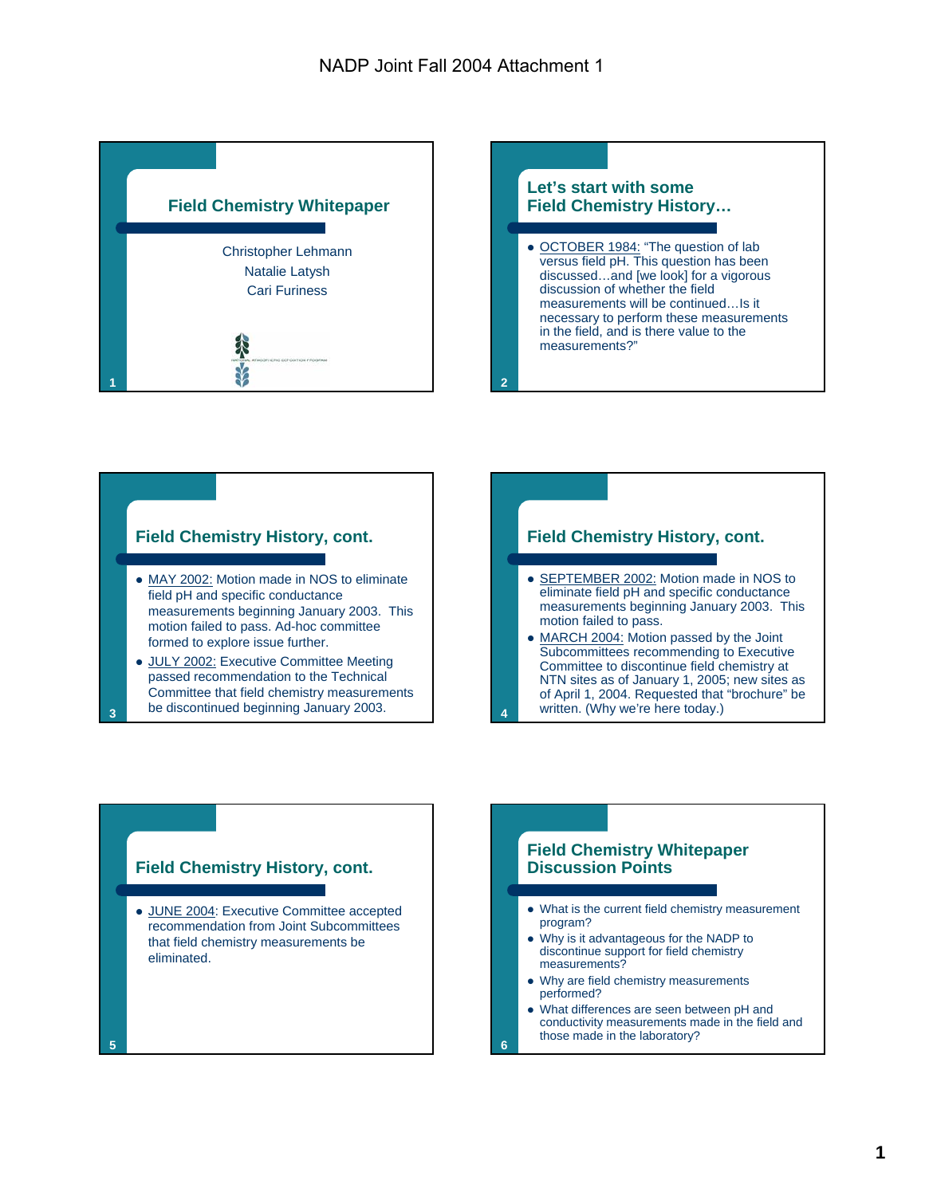# NADP Joint Fall 2004 Attachment 1

## Field Chemistry Whitepaper

Christopher Lehmann
Natalie Latysh
Cari Furiness

## Let's start with some Field Chemistry History…

- OCTOBER 1984: "The question of lab versus field pH. This question has been discussed…and [we look] for a vigorous discussion of whether the field measurements will be continued…Is it necessary to perform these measurements in the field, and is there value to the measurements?"

## Field Chemistry History, cont.

- MAY 2002: Motion made in NOS to eliminate field pH and specific conductance measurements beginning January 2003. This motion failed to pass. Ad-hoc committee formed to explore issue further.
- JULY 2002: Executive Committee Meeting passed recommendation to the Technical Committee that field chemistry measurements be discontinued beginning January 2003.

## Field Chemistry History, cont.

- SEPTEMBER 2002: Motion made in NOS to eliminate field pH and specific conductance measurements beginning January 2003. This motion failed to pass.
- MARCH 2004: Motion passed by the Joint Subcommittees recommending to Executive Committee to discontinue field chemistry at NTN sites as of January 1, 2005; new sites as of April 1, 2004. Requested that "brochure" be written. (Why we're here today.)

## Field Chemistry History, cont.

- JUNE 2004: Executive Committee accepted recommendation from Joint Subcommittees that field chemistry measurements be eliminated.

## Field Chemistry Whitepaper Discussion Points

- What is the current field chemistry measurement program?
- Why is it advantageous for the NADP to discontinue support for field chemistry measurements?
- Why are field chemistry measurements performed?
- What differences are seen between pH and conductivity measurements made in the field and those made in the laboratory?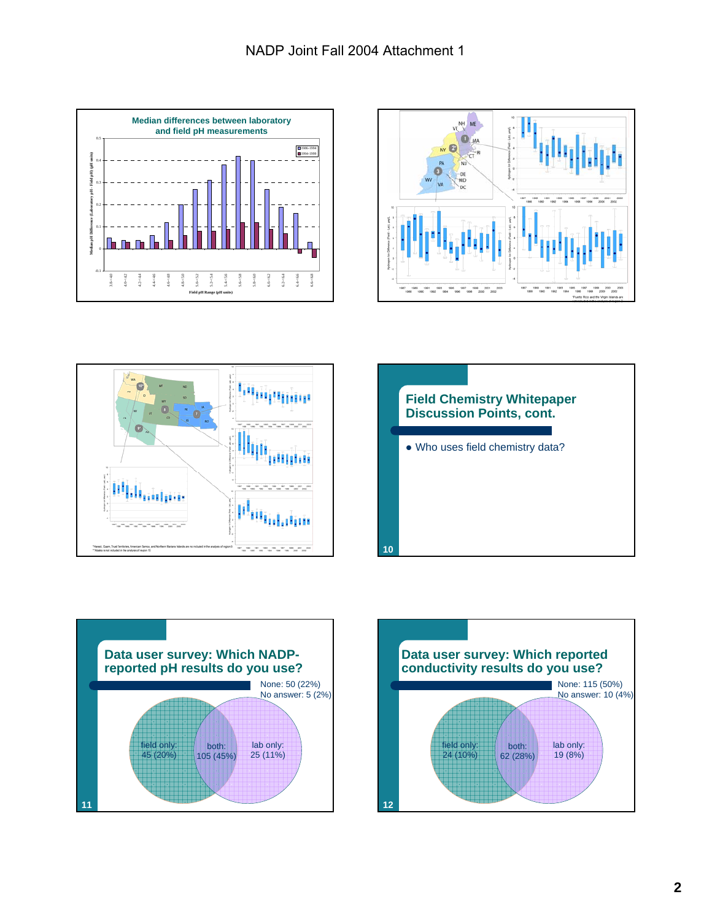## Median differences between laboratory and field pH measurements

(Chart: Median pH Difference (Laboratory pH - Field pH) (pH units) vs Field pH Range (pH units); series 1986-1994, 1994-1999)

## Field Chemistry Whitepaper Discussion Points, cont.

- Who uses field chemistry data?

## Data user survey: Which NADP-reported pH results do you use?

None: 50 (22%)
No answer: 5 (2%)

- field only: 45 (20%)
- both: 105 (45%)
- lab only: 25 (11%)

## Data user survey: Which reported conductivity results do you use?

None: 115 (50%)
No answer: 10 (4%)

- field only: 24 (10%)
- both: 62 (28%)
- lab only: 19 (8%)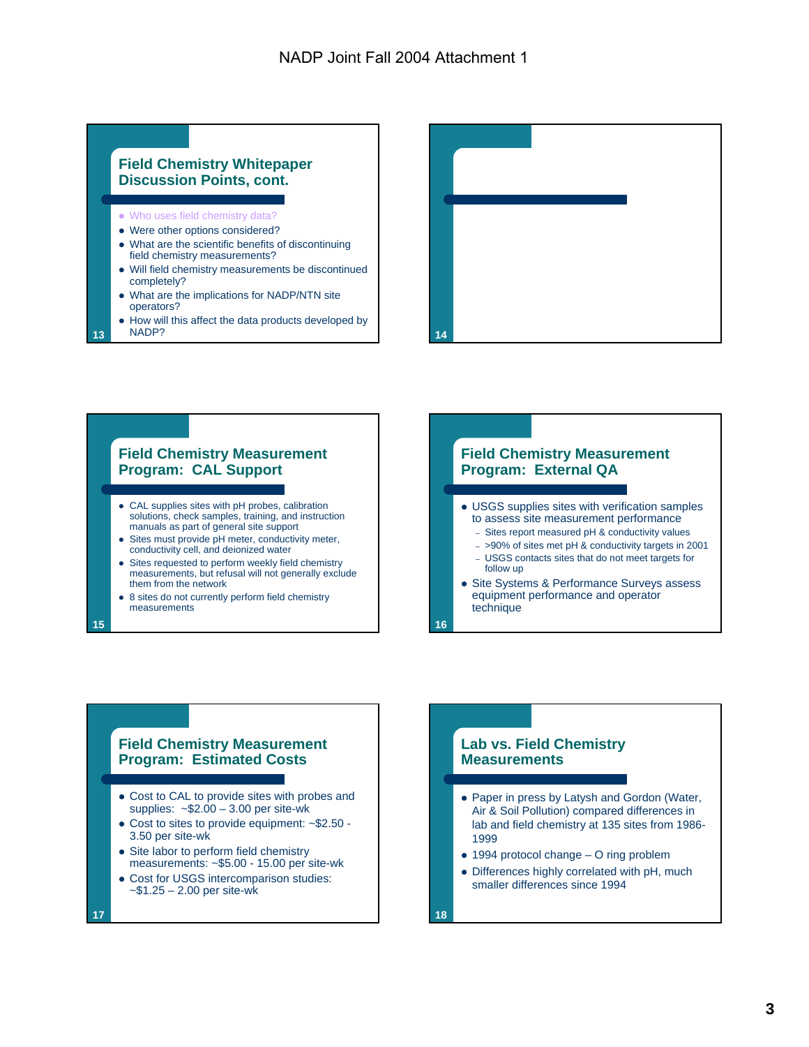## Field Chemistry Whitepaper Discussion Points, cont.

- Who uses field chemistry data?
- Were other options considered?
- What are the scientific benefits of discontinuing field chemistry measurements?
- Will field chemistry measurements be discontinued completely?
- What are the implications for NADP/NTN site operators?
- How will this affect the data products developed by NADP?

## Field Chemistry Measurement Program: CAL Support

- CAL supplies sites with pH probes, calibration solutions, check samples, training, and instruction manuals as part of general site support
- Sites must provide pH meter, conductivity meter, conductivity cell, and deionized water
- Sites requested to perform weekly field chemistry measurements, but refusal will not generally exclude them from the network
- 8 sites do not currently perform field chemistry measurements

## Field Chemistry Measurement Program: External QA

- USGS supplies sites with verification samples to assess site measurement performance
  - Sites report measured pH & conductivity values
  - >90% of sites met pH & conductivity targets in 2001
  - USGS contacts sites that do not meet targets for follow up
- Site Systems & Performance Surveys assess equipment performance and operator technique

## Field Chemistry Measurement Program: Estimated Costs

- Cost to CAL to provide sites with probes and supplies: ~$2.00 – 3.00 per site-wk
- Cost to sites to provide equipment: ~$2.50 - 3.50 per site-wk
- Site labor to perform field chemistry measurements: ~$5.00 - 15.00 per site-wk
- Cost for USGS intercomparison studies: ~$1.25 – 2.00 per site-wk

## Lab vs. Field Chemistry Measurements

- Paper in press by Latysh and Gordon (Water, Air & Soil Pollution) compared differences in lab and field chemistry at 135 sites from 1986-1999
- 1994 protocol change – O ring problem
- Differences highly correlated with pH, much smaller differences since 1994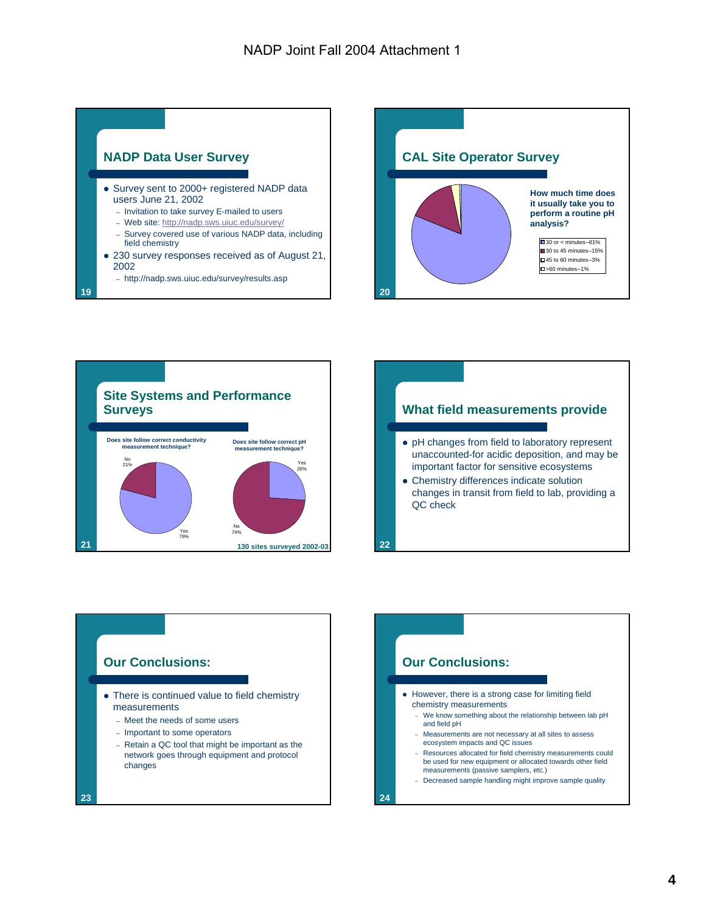## NADP Data User Survey

- Survey sent to 2000+ registered NADP data users June 21, 2002
  - Invitation to take survey E-mailed to users
  - Web site: http://nadp.sws.uiuc.edu/survey/
  - Survey covered use of various NADP data, including field chemistry
- 230 survey responses received as of August 21, 2002
  - http://nadp.sws.uiuc.edu/survey/results.asp

## CAL Site Operator Survey

**How much time does it usually take you to perform a routine pH analysis?**

- 30 or < minutes--81%
- 30 to 45 minutes--15%
- 45 to 60 minutes--3%
- >60 minutes--1%

## Site Systems and Performance Surveys

**Does site follow correct conductivity measurement technique?**

- No 21%
- Yes 79%

**Does site follow correct pH measurement technique?**

- Yes 26%
- No 74%

130 sites surveyed 2002-03

## What field measurements provide

- pH changes from field to laboratory represent unaccounted-for acidic deposition, and may be important factor for sensitive ecosystems
- Chemistry differences indicate solution changes in transit from field to lab, providing a QC check

## Our Conclusions:

- There is continued value to field chemistry measurements
  - Meet the needs of some users
  - Important to some operators
  - Retain a QC tool that might be important as the network goes through equipment and protocol changes

## Our Conclusions:

- However, there is a strong case for limiting field chemistry measurements
  - We know something about the relationship between lab pH and field pH
  - Measurements are not necessary at all sites to assess ecosystem impacts and QC issues
  - Resources allocated for field chemistry measurements could be used for new equipment or allocated towards other field measurements (passive samplers, etc.)
  - Decreased sample handling might improve sample quality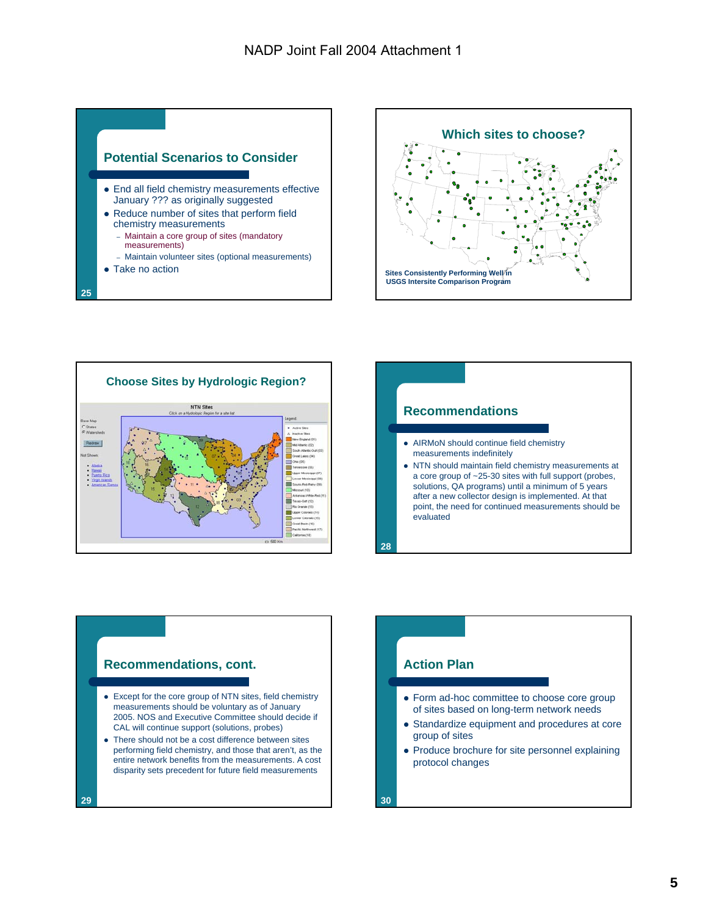## Potential Scenarios to Consider

- End all field chemistry measurements effective January ??? as originally suggested
- Reduce number of sites that perform field chemistry measurements
  - Maintain a core group of sites (mandatory measurements)
  - Maintain volunteer sites (optional measurements)
- Take no action

## Which sites to choose?

Sites Consistently Performing Well in USGS Intersite Comparison Program

## Choose Sites by Hydrologic Region?

## Recommendations

- AIRMoN should continue field chemistry measurements indefinitely
- NTN should maintain field chemistry measurements at a core group of ~25-30 sites with full support (probes, solutions, QA programs) until a minimum of 5 years after a new collector design is implemented. At that point, the need for continued measurements should be evaluated

## Recommendations, cont.

- Except for the core group of NTN sites, field chemistry measurements should be voluntary as of January 2005. NOS and Executive Committee should decide if CAL will continue support (solutions, probes)
- There should not be a cost difference between sites performing field chemistry, and those that aren't, as the entire network benefits from the measurements. A cost disparity sets precedent for future field measurements

## Action Plan

- Form ad-hoc committee to choose core group of sites based on long-term network needs
- Standardize equipment and procedures at core group of sites
- Produce brochure for site personnel explaining protocol changes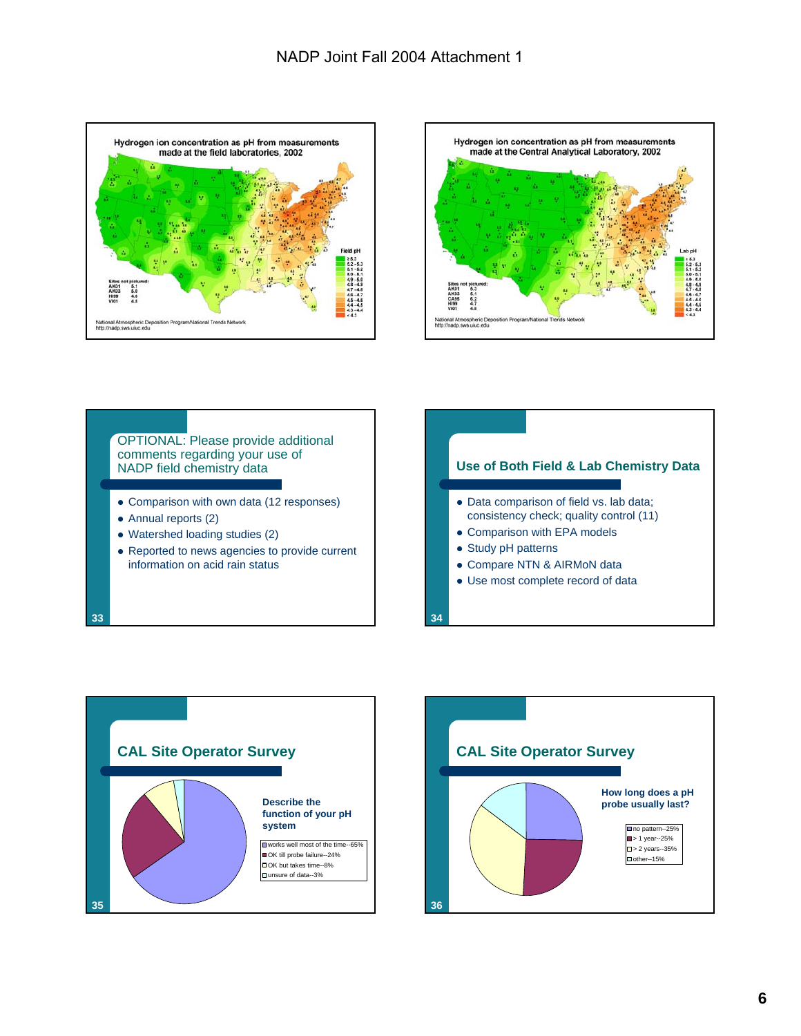# NADP Joint Fall 2004 Attachment 1

**Hydrogen ion concentration as pH from measurements made at the field laboratories, 2002**

Sites not pictured:
AK01 5.1
AK03 5.0
HI99 4.6
VI01 4.8

Field pH: ≥5.3, 5.2 - 5.3, 5.1 - 5.2, 5.0 - 5.1, 4.9 - 5.0, 4.8 - 4.9, 4.7 - 4.8, 4.6 - 4.7, 4.5 - 4.6, 4.4 - 4.5, 4.3 - 4.4, < 4.3

National Atmospheric Deposition Program/National Trends Network
http://nadp.sws.uiuc.edu

**Hydrogen ion concentration as pH from measurements made at the Central Analytical Laboratory, 2002**

Sites not pictured:
AK01 5.3
AK03 5.1
CA95 6.2
HI99 4.7
VI01 4.8

Lab pH: ≥5.3, 5.2 - 5.3, 5.1 - 5.2, 5.0 - 5.1, 4.9 - 5.0, 4.8 - 4.9, 4.7 - 4.8, 4.6 - 4.7, 4.5 - 4.6, 4.4 - 4.5, 4.3 - 4.4, < 4.3

National Atmospheric Deposition Program/National Trends Network
http://nadp.sws.uiuc.edu

## OPTIONAL: Please provide additional comments regarding your use of NADP field chemistry data

- Comparison with own data (12 responses)
- Annual reports (2)
- Watershed loading studies (2)
- Reported to news agencies to provide current information on acid rain status

33

## Use of Both Field & Lab Chemistry Data

- Data comparison of field vs. lab data; consistency check; quality control (11)
- Comparison with EPA models
- Study pH patterns
- Compare NTN & AIRMoN data
- Use most complete record of data

34

## CAL Site Operator Survey

**Describe the function of your pH system**

- works well most of the time--65%
- OK till probe failure--24%
- OK but takes time--8%
- unsure of data--3%

35

## CAL Site Operator Survey

**How long does a pH probe usually last?**

- no pattern--25%
- > 1 year--25%
- > 2 years--35%
- other--15%

36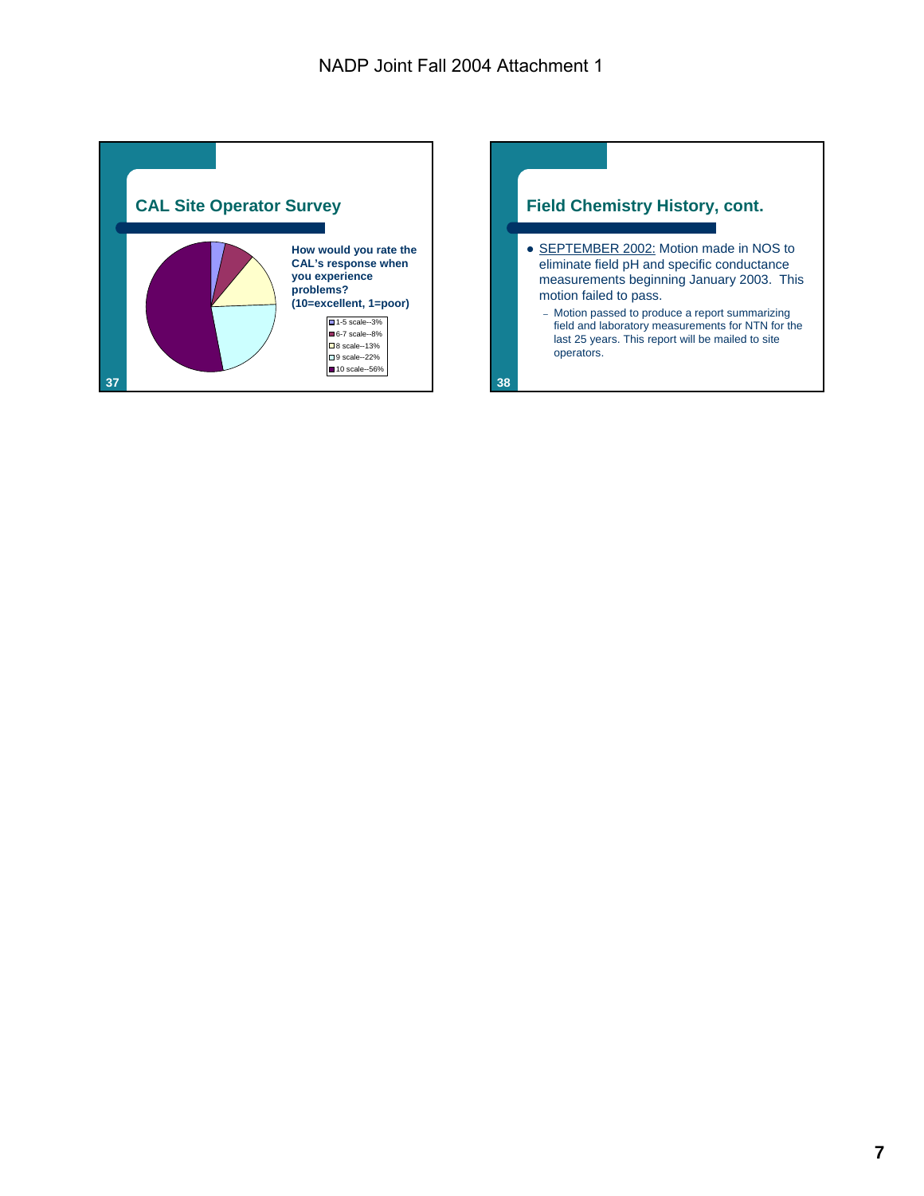## CAL Site Operator Survey

**How would you rate the CAL's response when you experience problems? (10=excellent, 1=poor)**

- 1-5 scale--3%
- 6-7 scale--8%
- 8 scale--13%
- 9 scale--22%
- 10 scale--56%

## Field Chemistry History, cont.

- SEPTEMBER 2002: Motion made in NOS to eliminate field pH and specific conductance measurements beginning January 2003. This motion failed to pass.
  - Motion passed to produce a report summarizing field and laboratory measurements for NTN for the last 25 years. This report will be mailed to site operators.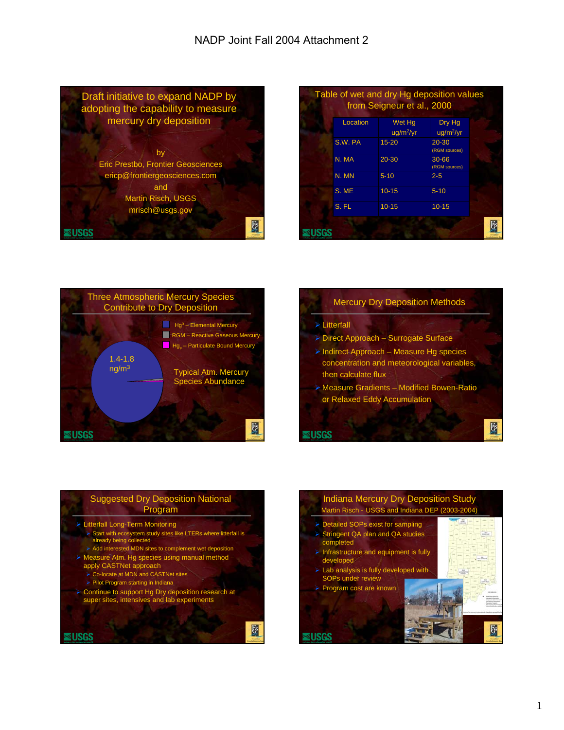# NADP Joint Fall 2004 Attachment 2

## Draft initiative to expand NADP by adopting the capability to measure mercury dry deposition

by

Eric Prestbo, Frontier Geosciences

ericp@frontiergeosciences.com

and

Martin Risch, USGS

mrisch@usgs.gov

## Table of wet and dry Hg deposition values from Seigneur et al., 2000

| Location | Wet Hg ug/m$^2$/yr | Dry Hg ug/m$^2$/yr |
|---|---|---|
| S.W. PA | 15-20 | 20-30 (RGM sources) |
| N. MA | 20-30 | 30-66 (RGM sources) |
| N. MN | 5-10 | 2-5 |
| S. ME | 10-15 | 5-10 |
| S. FL | 10-15 | 10-15 |

## Three Atmospheric Mercury Species Contribute to Dry Deposition

- $Hg^0$ – Elemental Mercury
- RGM – Reactive Gaseous Mercury
- $Hg_p$ – Particulate Bound Mercury

1.4-1.8 ng/m$^3$

Typical Atm. Mercury Species Abundance

## Mercury Dry Deposition Methods

- Litterfall
- Direct Approach – Surrogate Surface
- Indirect Approach – Measure Hg species concentration and meteorological variables, then calculate flux
- Measure Gradients – Modified Bowen-Ratio or Relaxed Eddy Accumulation

## Suggested Dry Deposition National Program

- Litterfall Long-Term Monitoring
  - Start with ecosystem study sites like LTERs where litterfall is already being collected
  - Add interested MDN sites to complement wet deposition
- Measure Atm. Hg species using manual method – apply CASTNet approach
  - Co-locate at MDN and CASTNet sites
  - Pilot Program starting in Indiana
- Continue to support Hg Dry deposition research at super sites, intensives and lab experiments

## Indiana Mercury Dry Deposition Study

Martin Risch - USGS and Indiana DEP (2003-2004)

- Detailed SOPs exist for sampling
- Stringent QA plan and QA studies completed
- Infrastructure and equipment is fully developed
- Lab analysis is fully developed with SOPs under review
- Program cost are known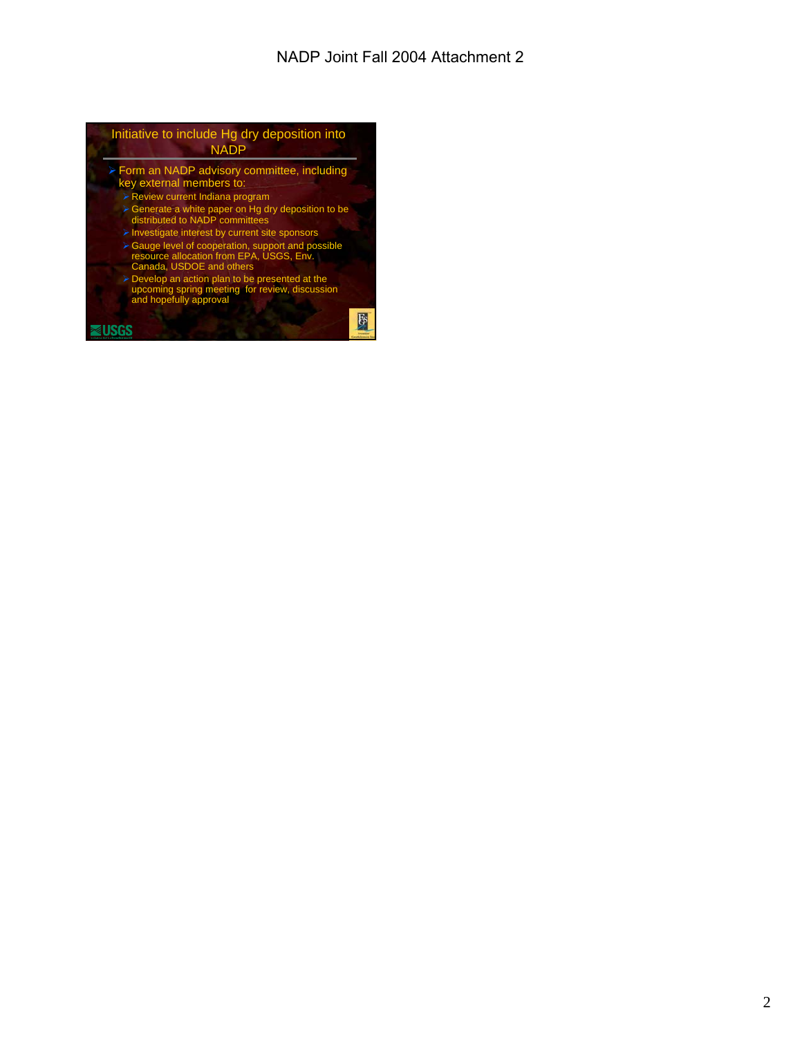## Initiative to include Hg dry deposition into NADP

- Form an NADP advisory committee, including key external members to:
  - Review current Indiana program
  - Generate a white paper on Hg dry deposition to be distributed to NADP committees
  - Investigate interest by current site sponsors
  - Gauge level of cooperation, support and possible resource allocation from EPA, USGS, Env. Canada, USDOE and others
  - Develop an action plan to be presented at the upcoming spring meeting for review, discussion and hopefully approval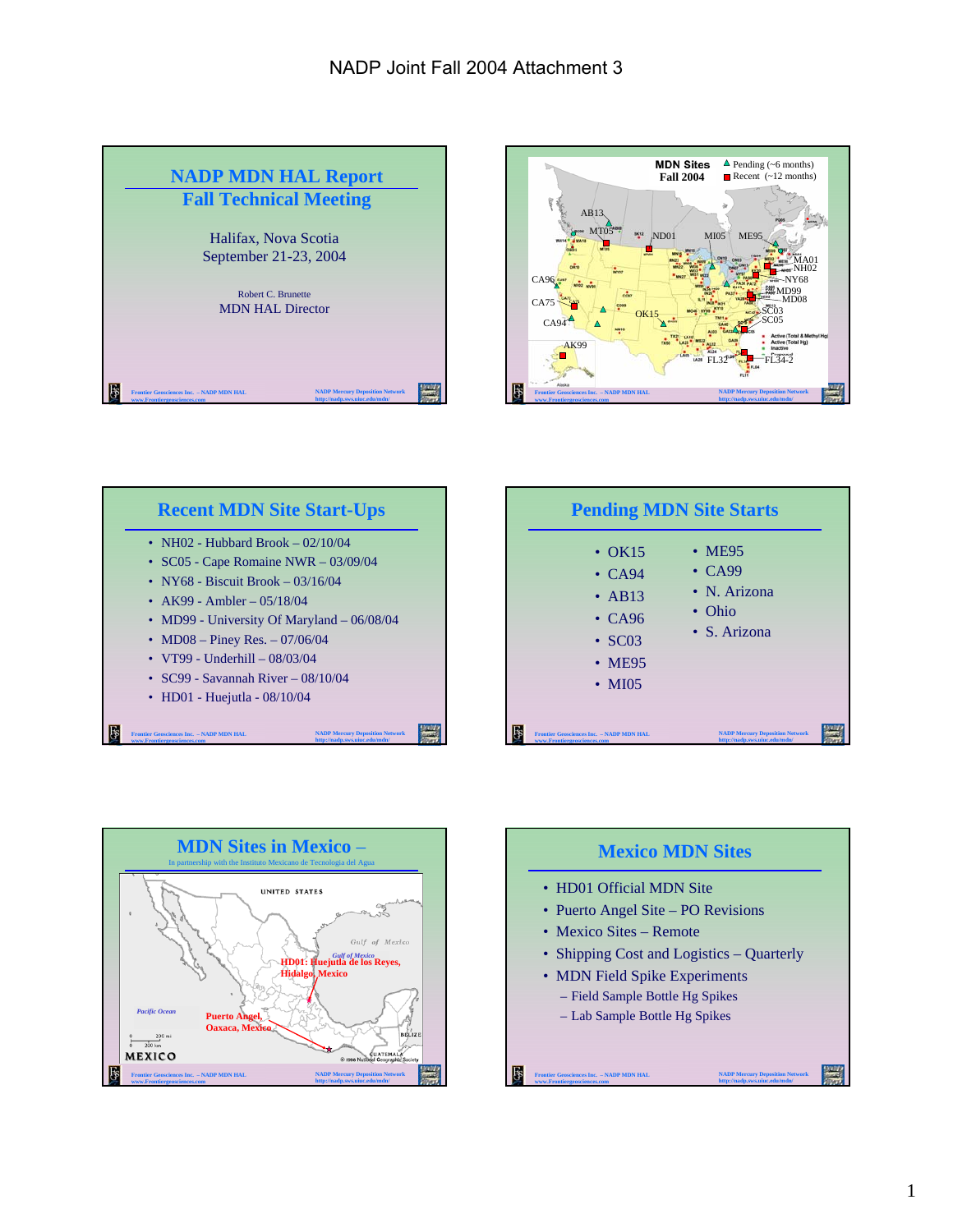# NADP Joint Fall 2004 Attachment 3

## NADP MDN HAL Report
## Fall Technical Meeting

Halifax, Nova Scotia
September 21-23, 2004

Robert C. Brunette
MDN HAL Director

Frontier Geosciences Inc. – NADP MDN HAL
www.Frontiergeosciences.com

NADP Mercury Deposition Network
http://nadp.sws.uiuc.edu/mdn/

---

**MDN Sites Fall 2004**

Pending (~6 months)
Recent (~12 months)

AB13, MT05, ND01, MI05, ME95, MA01, NH02, NY68, MD99, MD08, SC03, SC05, CA96, CA75, CA94, OK15, AK99, FL32, FL34-2

Active (Total & Methyl Hg)
Active (Total Hg)
Inactive
Proposed

Frontier Geosciences Inc. – NADP MDN HAL
www.Frontiergeosciences.com

NADP Mercury Deposition Network
http://nadp.sws.uiuc.edu/mdn/

---

## Recent MDN Site Start-Ups

- NH02 - Hubbard Brook – 02/10/04
- SC05 - Cape Romaine NWR – 03/09/04
- NY68 - Biscuit Brook – 03/16/04
- AK99 - Ambler – 05/18/04
- MD99 - University Of Maryland – 06/08/04
- MD08 – Piney Res. – 07/06/04
- VT99 - Underhill – 08/03/04
- SC99 - Savannah River – 08/10/04
- HD01 - Huejutla - 08/10/04

Frontier Geosciences Inc. – NADP MDN HAL
www.Frontiergeosciences.com

NADP Mercury Deposition Network
http://nadp.sws.uiuc.edu/mdn/

---

## Pending MDN Site Starts

- OK15
- CA94
- AB13
- CA96
- SC03
- ME95
- MI05
- ME95
- CA99
- N. Arizona
- Ohio
- S. Arizona

Frontier Geosciences Inc. – NADP MDN HAL
www.Frontiergeosciences.com

NADP Mercury Deposition Network
http://nadp.sws.uiuc.edu/mdn/

---

## MDN Sites in Mexico –

In partnership with the Instituto Mexicano de Tecnologia del Agua

UNITED STATES

Gulf of Mexico

HD01: Huejutla de los Reyes, Hidalgo, Mexico

Pacific Ocean

Puerto Angel, Oaxaca, Mexico

MEXICO

BELIZE

GUATEMALA

© 1998 National Geographic Society

Frontier Geosciences Inc. – NADP MDN HAL
www.Frontiergeosciences.com

NADP Mercury Deposition Network
http://nadp.sws.uiuc.edu/mdn/

---

## Mexico MDN Sites

- HD01 Official MDN Site
- Puerto Angel Site – PO Revisions
- Mexico Sites – Remote
- Shipping Cost and Logistics – Quarterly
- MDN Field Spike Experiments
  - Field Sample Bottle Hg Spikes
  - Lab Sample Bottle Hg Spikes

Frontier Geosciences Inc. – NADP MDN HAL
www.Frontiergeosciences.com

NADP Mercury Deposition Network
http://nadp.sws.uiuc.edu/mdn/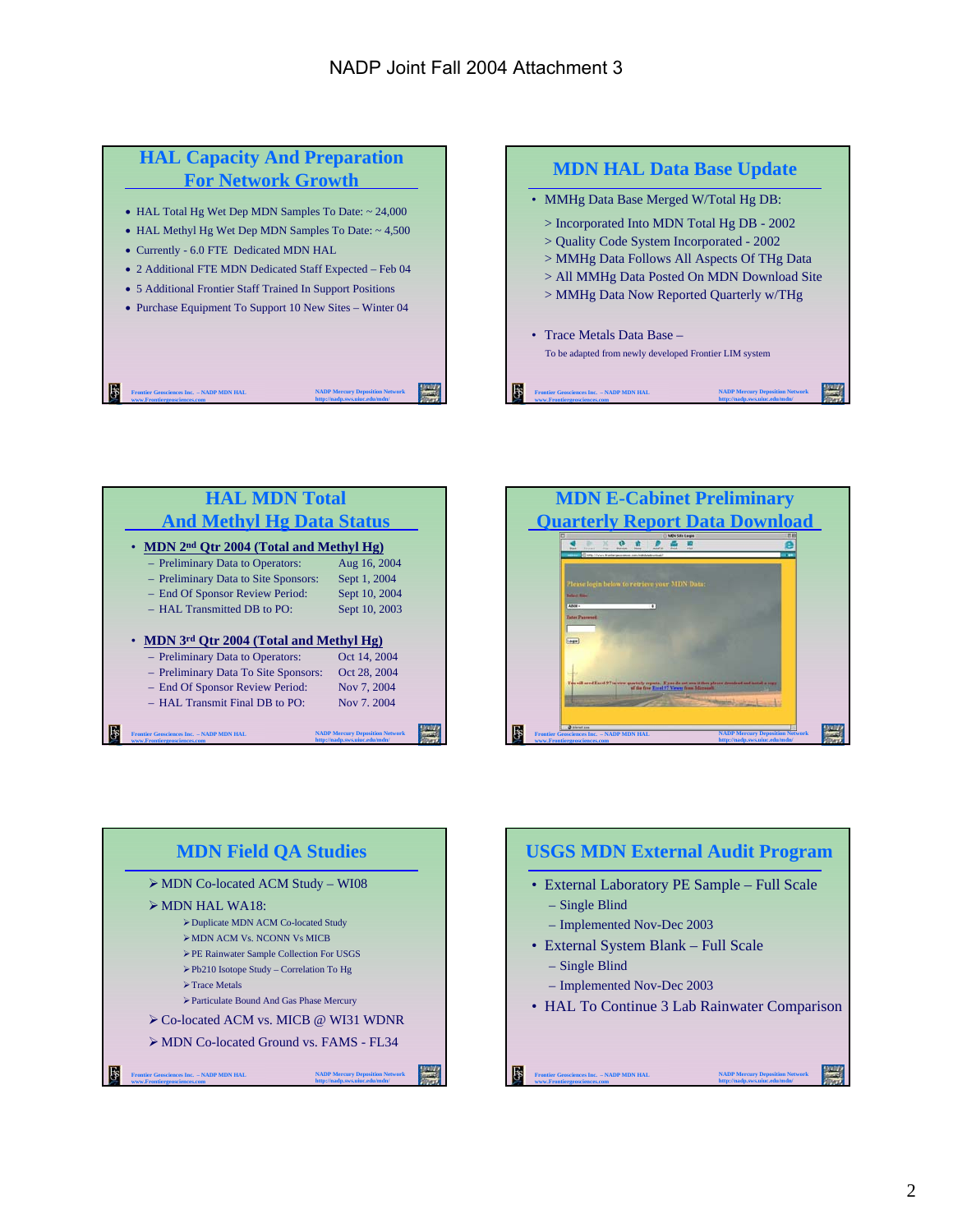# NADP Joint Fall 2004 Attachment 3

## HAL Capacity And Preparation For Network Growth

- HAL Total Hg Wet Dep MDN Samples To Date: ~ 24,000
- HAL Methyl Hg Wet Dep MDN Samples To Date: ~ 4,500
- Currently - 6.0 FTE Dedicated MDN HAL
- 2 Additional FTE MDN Dedicated Staff Expected – Feb 04
- 5 Additional Frontier Staff Trained In Support Positions
- Purchase Equipment To Support 10 New Sites – Winter 04

Frontier Geosciences Inc. – NADP MDN HAL www.Frontiergeosciences.com NADP Mercury Deposition Network http://nadp.sws.uiuc.edu/mdn/

## MDN HAL Data Base Update

- MMHg Data Base Merged W/Total Hg DB:
  > Incorporated Into MDN Total Hg DB - 2002
  > Quality Code System Incorporated - 2002
  > MMHg Data Follows All Aspects Of THg Data
  > All MMHg Data Posted On MDN Download Site
  > MMHg Data Now Reported Quarterly w/THg
- Trace Metals Data Base –
  To be adapted from newly developed Frontier LIM system

Frontier Geosciences Inc. – NADP MDN HAL www.Frontiergeosciences.com NADP Mercury Deposition Network http://nadp.sws.uiuc.edu/mdn/

## HAL MDN Total And Methyl Hg Data Status

- **MDN 2nd Qtr 2004 (Total and Methyl Hg)**
  - Preliminary Data to Operators: Aug 16, 2004
  - Preliminary Data to Site Sponsors: Sept 1, 2004
  - End Of Sponsor Review Period: Sept 10, 2004
  - HAL Transmitted DB to PO: Sept 10, 2003
- **MDN 3rd Qtr 2004 (Total and Methyl Hg)**
  - Preliminary Data to Operators: Oct 14, 2004
  - Preliminary Data To Site Sponsors: Oct 28, 2004
  - End Of Sponsor Review Period: Nov 7, 2004
  - HAL Transmit Final DB to PO: Nov 7. 2004

Frontier Geosciences Inc. – NADP MDN HAL www.Frontiergeosciences.com NADP Mercury Deposition Network http://nadp.sws.uiuc.edu/mdn/

## MDN E-Cabinet Preliminary Quarterly Report Data Download

Please login below to retrieve your MDN Data:

Select Site:

Enter Password:

Login

You will need Excel 97 to view quarterly reports. If you do not own it then please download and install a copy of the free Excel 97 Viewer from Microsoft

Frontier Geosciences Inc. – NADP MDN HAL www.Frontiergeosciences.com NADP Mercury Deposition Network http://nadp.sws.uiuc.edu/mdn/

## MDN Field QA Studies

- MDN Co-located ACM Study – WI08
- MDN HAL WA18:
  - Duplicate MDN ACM Co-located Study
  - MDN ACM Vs. NCONN Vs MICB
  - PE Rainwater Sample Collection For USGS
  - Pb210 Isotope Study – Correlation To Hg
  - Trace Metals
  - Particulate Bound And Gas Phase Mercury
- Co-located ACM vs. MICB @ WI31 WDNR
- MDN Co-located Ground vs. FAMS - FL34

Frontier Geosciences Inc. – NADP MDN HAL www.Frontiergeosciences.com NADP Mercury Deposition Network http://nadp.sws.uiuc.edu/mdn/

## USGS MDN External Audit Program

- External Laboratory PE Sample – Full Scale
  - Single Blind
  - Implemented Nov-Dec 2003
- External System Blank – Full Scale
  - Single Blind
  - Implemented Nov-Dec 2003
- HAL To Continue 3 Lab Rainwater Comparison

Frontier Geosciences Inc. – NADP MDN HAL www.Frontiergeosciences.com NADP Mercury Deposition Network http://nadp.sws.uiuc.edu/mdn/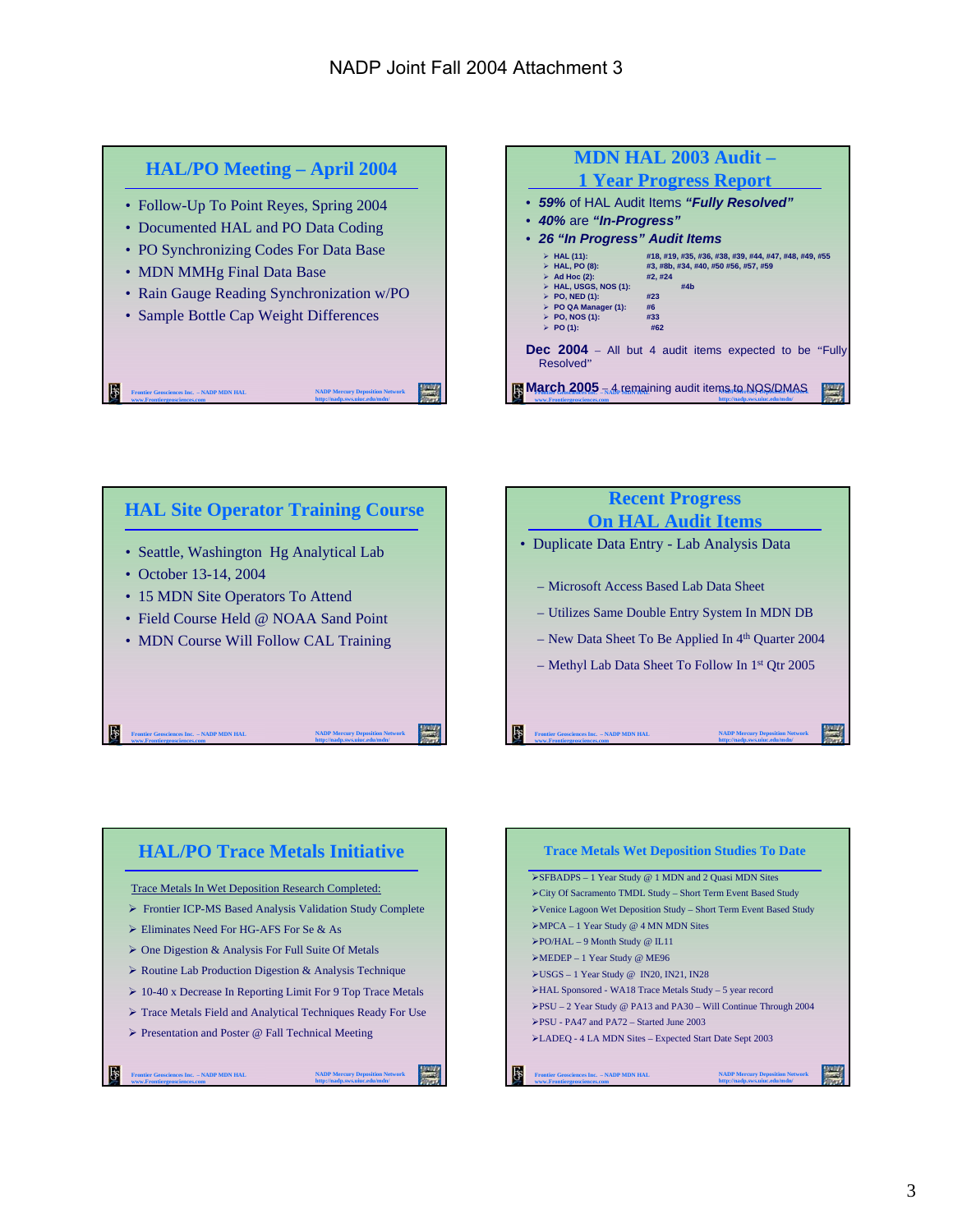# NADP Joint Fall 2004 Attachment 3

## HAL/PO Meeting – April 2004

- Follow-Up To Point Reyes, Spring 2004
- Documented HAL and PO Data Coding
- PO Synchronizing Codes For Data Base
- MDN MMHg Final Data Base
- Rain Gauge Reading Synchronization w/PO
- Sample Bottle Cap Weight Differences

## MDN HAL 2003 Audit – 1 Year Progress Report

- ***59%*** of HAL Audit Items ***"Fully Resolved"***
- ***40%*** are ***"In-Progress"***
- ***26 "In Progress" Audit Items***
  - **HAL (11):** **#18, #19, #35, #36, #38, #39, #44, #47, #48, #49, #55**
  - **HAL, PO (8):** **#3, #8b, #34, #40, #50 #56, #57, #59**
  - **Ad Hoc (2):** **#2, #24**
  - **HAL, USGS, NOS (1):** **#4b**
  - **PO, NED (1):** **#23**
  - **PO QA Manager (1):** **#6**
  - **PO, NOS (1):** **#33**
  - **PO (1):** **#62**

**Dec 2004** – All but 4 audit items expected to be "Fully Resolved"

**March 2005** – 4 remaining audit items to NOS/DMAS

## HAL Site Operator Training Course

- Seattle, Washington Hg Analytical Lab
- October 13-14, 2004
- 15 MDN Site Operators To Attend
- Field Course Held @ NOAA Sand Point
- MDN Course Will Follow CAL Training

## Recent Progress On HAL Audit Items

- Duplicate Data Entry - Lab Analysis Data
  - Microsoft Access Based Lab Data Sheet
  - Utilizes Same Double Entry System In MDN DB
  - New Data Sheet To Be Applied In 4th Quarter 2004
  - Methyl Lab Data Sheet To Follow In 1st Qtr 2005

## HAL/PO Trace Metals Initiative

Trace Metals In Wet Deposition Research Completed:

- Frontier ICP-MS Based Analysis Validation Study Complete
- Eliminates Need For HG-AFS For Se & As
- One Digestion & Analysis For Full Suite Of Metals
- Routine Lab Production Digestion & Analysis Technique
- 10-40 x Decrease In Reporting Limit For 9 Top Trace Metals
- Trace Metals Field and Analytical Techniques Ready For Use
- Presentation and Poster @ Fall Technical Meeting

## Trace Metals Wet Deposition Studies To Date

- SFBADPS – 1 Year Study @ 1 MDN and 2 Quasi MDN Sites
- City Of Sacramento TMDL Study – Short Term Event Based Study
- Venice Lagoon Wet Deposition Study – Short Term Event Based Study
- MPCA – 1 Year Study @ 4 MN MDN Sites
- PO/HAL – 9 Month Study @ IL11
- MEDEP – 1 Year Study @ ME96
- USGS – 1 Year Study @ IN20, IN21, IN28
- HAL Sponsored - WA18 Trace Metals Study – 5 year record
- PSU – 2 Year Study @ PA13 and PA30 – Will Continue Through 2004
- PSU - PA47 and PA72 – Started June 2003
- LADEQ - 4 LA MDN Sites – Expected Start Date Sept 2003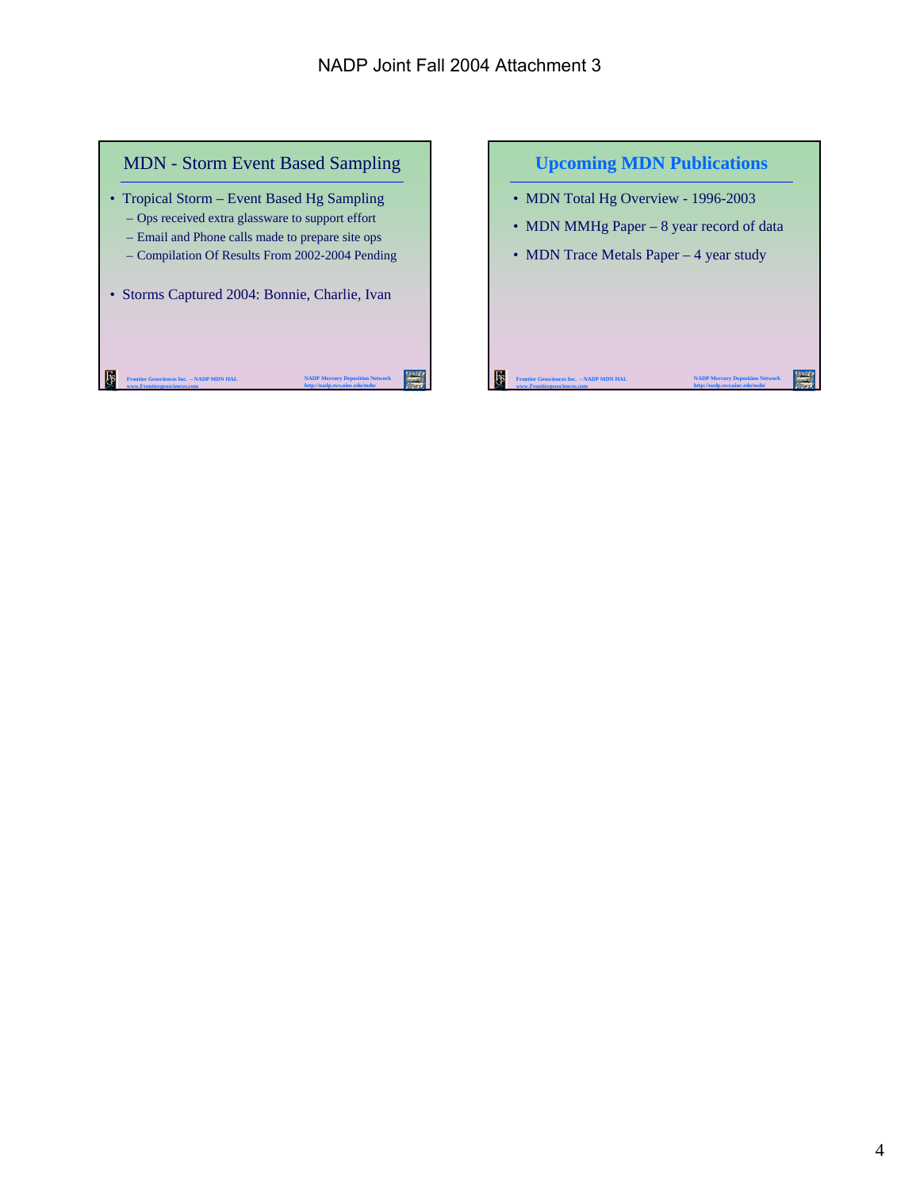## MDN - Storm Event Based Sampling

- Tropical Storm – Event Based Hg Sampling
  - Ops received extra glassware to support effort
  - Email and Phone calls made to prepare site ops
  - Compilation Of Results From 2002-2004 Pending
- Storms Captured 2004: Bonnie, Charlie, Ivan

Frontier Geosciences Inc. – NADP MDN HAL
www.Frontiergeosciences.com

NADP Mercury Deposition Network
http://nadp.sws.uiuc.edu/mdn/

## Upcoming MDN Publications

- MDN Total Hg Overview - 1996-2003
- MDN MMHg Paper – 8 year record of data
- MDN Trace Metals Paper – 4 year study

Frontier Geosciences Inc. – NADP MDN HAL
www.Frontiergeosciences.com

NADP Mercury Deposition Network
http://nadp.sws.uiuc.edu/mdn/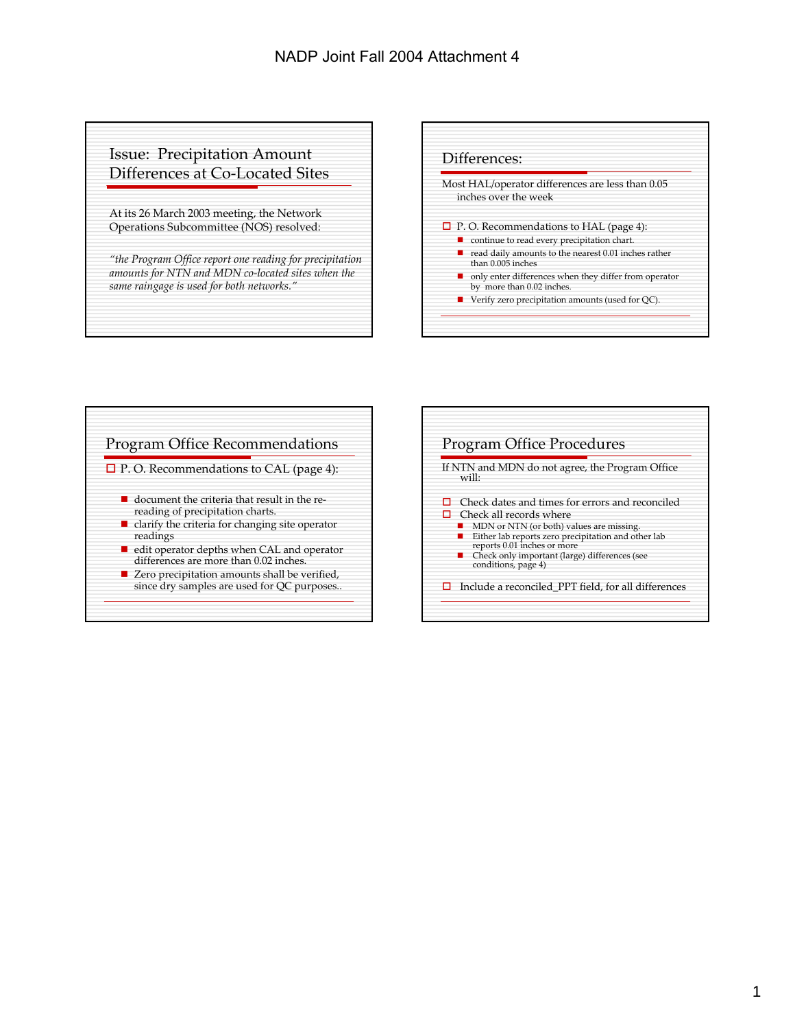## Issue: Precipitation Amount Differences at Co-Located Sites

At its 26 March 2003 meeting, the Network Operations Subcommittee (NOS) resolved:

*"the Program Office report one reading for precipitation amounts for NTN and MDN co-located sites when the same raingage is used for both networks."*

## Differences:

Most HAL/operator differences are less than 0.05 inches over the week

- P. O. Recommendations to HAL (page 4):
  - continue to read every precipitation chart.
  - read daily amounts to the nearest 0.01 inches rather than 0.005 inches
  - only enter differences when they differ from operator by more than 0.02 inches.
  - Verify zero precipitation amounts (used for QC).

## Program Office Recommendations

- P. O. Recommendations to CAL (page 4):
  - document the criteria that result in the re-reading of precipitation charts.
  - clarify the criteria for changing site operator readings
  - edit operator depths when CAL and operator differences are more than 0.02 inches.
  - Zero precipitation amounts shall be verified, since dry samples are used for QC purposes..

## Program Office Procedures

If NTN and MDN do not agree, the Program Office will:

- Check dates and times for errors and reconciled
- Check all records where
  - MDN or NTN (or both) values are missing.
  - Either lab reports zero precipitation and other lab reports 0.01 inches or more
  - Check only important (large) differences (see conditions, page 4)
- Include a reconciled_PPT field, for all differences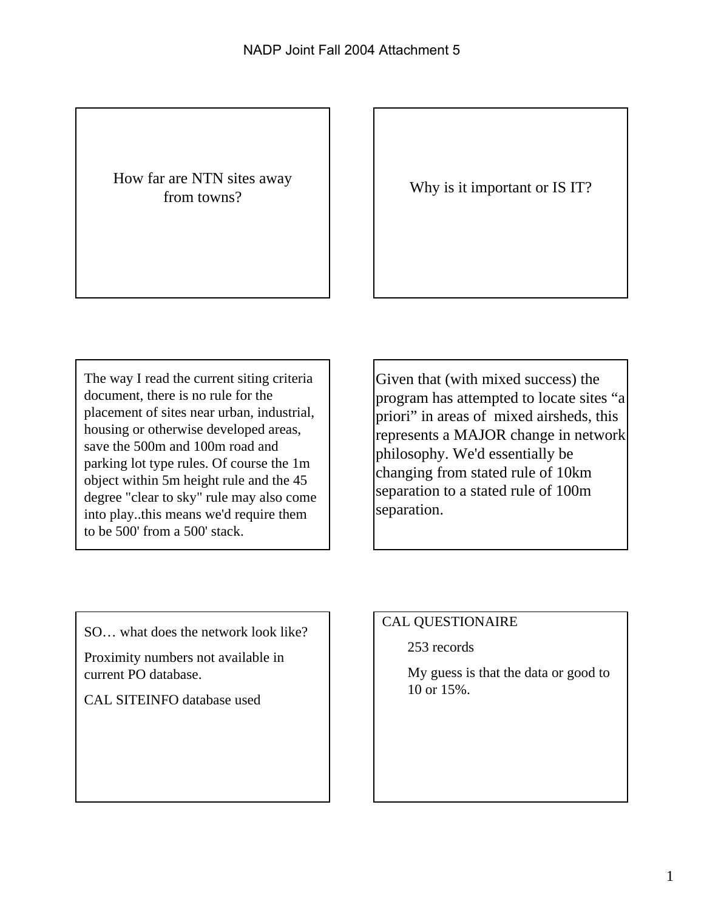How far are NTN sites away from towns?

Why is it important or IS IT?

The way I read the current siting criteria document, there is no rule for the placement of sites near urban, industrial, housing or otherwise developed areas, save the 500m and 100m road and parking lot type rules. Of course the 1m object within 5m height rule and the 45 degree "clear to sky" rule may also come into play..this means we'd require them to be 500' from a 500' stack.

Given that (with mixed success) the program has attempted to locate sites "a priori" in areas of mixed airsheds, this represents a MAJOR change in network philosophy. We'd essentially be changing from stated rule of 10km separation to a stated rule of 100m separation.

SO… what does the network look like?

Proximity numbers not available in current PO database.

CAL SITEINFO database used

CAL QUESTIONAIRE

- 253 records
- My guess is that the data or good to 10 or 15%.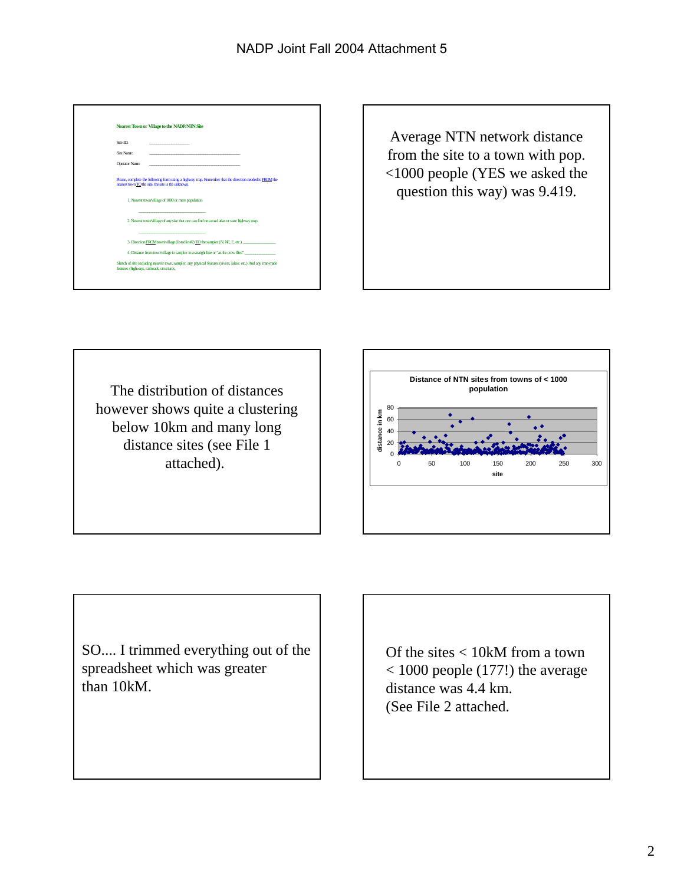**Nearest Town or Village to the NADP/NTN Site**

Site ID: ____________

Site Name: ____________________________

Operator Name: ____________________________

Please, complete the following form using a highway map. Remember that the direction needed is FROM the nearest town TO the site, the site is the unknown.

1. Nearest town/village of 1000 or more population

____________________

2. Nearest town/village of any size that one can find on a road atlas or state highway map.

____________________

3. Direction FROM town/village (listed in #2) TO the sampler (N, NE, E, etc.) ____________

4. Distance from town/village to sampler in a straight line or "as the crow flies" ____________

Sketch of site including nearest town, sampler, any physical features (rivers, lakes, etc.) And any man-made features (highways, railroads, structures,

---

Average NTN network distance from the site to a town with pop. <1000 people (YES we asked the question this way) was 9.419.

---

The distribution of distances however shows quite a clustering below 10km and many long distance sites (see File 1 attached).

---

**Distance of NTN sites from towns of < 1000 population**

(Scatter plot: y-axis "distance in km", 0–80; x-axis "site", 0–300)

---

SO.... I trimmed everything out of the spreadsheet which was greater than 10kM.

---

Of the sites < 10kM from a town < 1000 people (177!) the average distance was 4.4 km.
(See File 2 attached.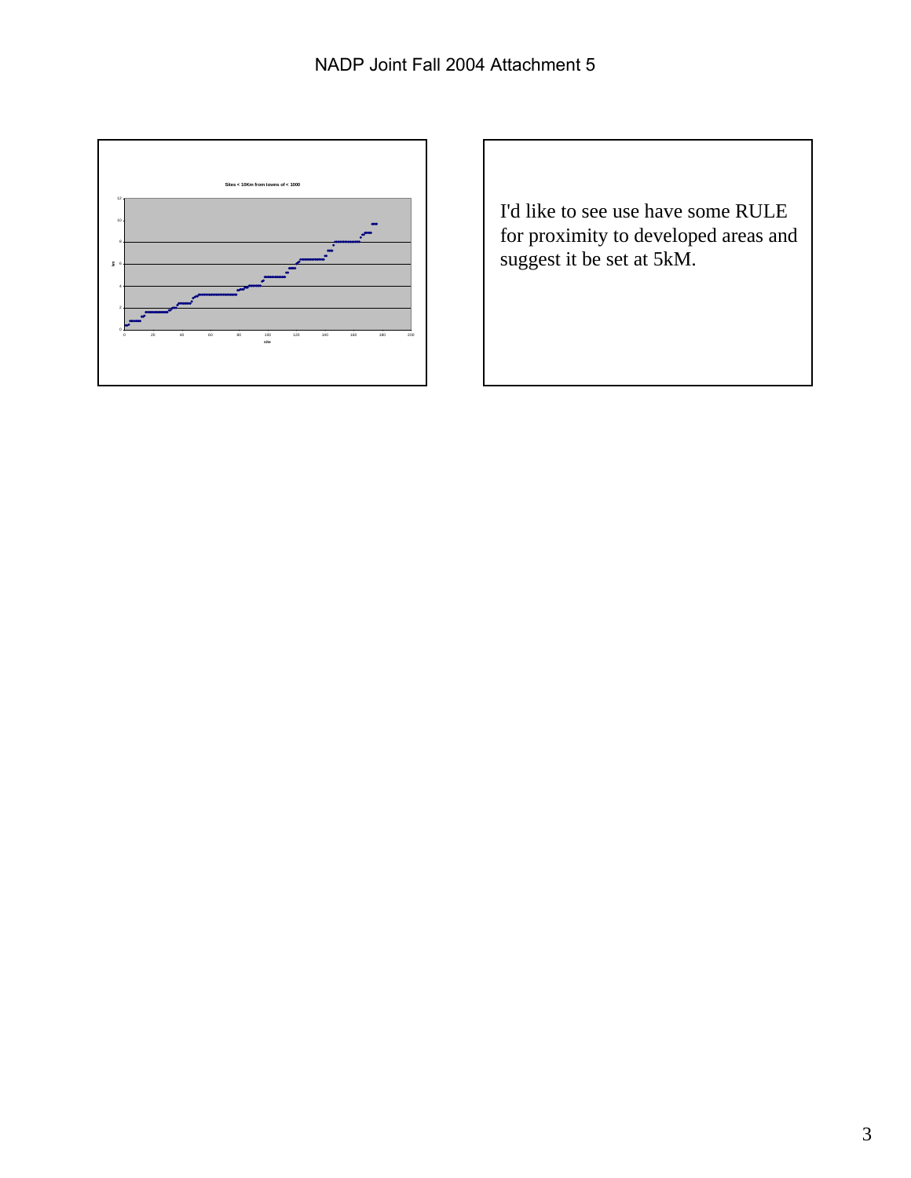Sites < 10Km from towns of < 1000

12
10
8
6
4
2
0

km

0 20 40 60 80 100 120 140 160 180 200

site

I'd like to see use have some RULE for proximity to developed areas and suggest it be set at 5kM.